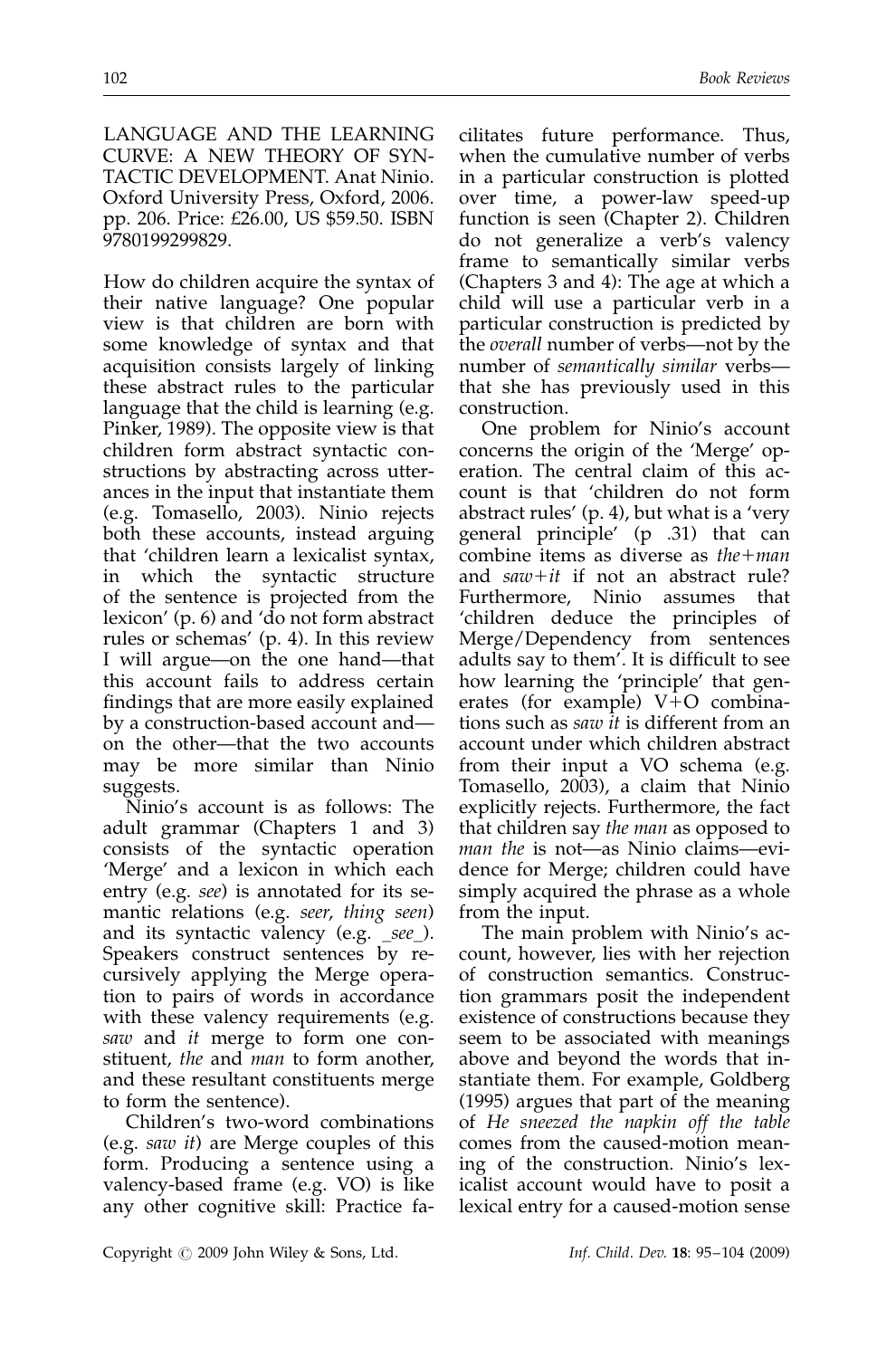LANGUAGE AND THE LEARNING CURVE: A NEW THEORY OF SYNTACTIC DEVELOPMENT. Anat Ninio. Oxford University Press, Oxford, 2006. pp. 206. Price: £26.00, US $59.50. ISBN 9780199299829.

How do children acquire the syntax of their native language? One popular view is that children are born with some knowledge of syntax and that acquisition consists largely of linking these abstract rules to the particular language that the child is learning (e.g. Pinker, 1989). The opposite view is that children form abstract syntactic constructions by abstracting across utterances in the input that instantiate them (e.g. Tomasello, 2003). Ninio rejects both these accounts, instead arguing that 'children learn a lexicalist syntax, in which the syntactic structure of the sentence is projected from the lexicon' (p. 6) and 'do not form abstract rules or schemas' (p. 4). In this review I will argue—on the one hand—that this account fails to address certain findings that are more easily explained by a construction-based account and—on the other—that the two accounts may be more similar than Ninio suggests.

Ninio's account is as follows: The adult grammar (Chapters 1 and 3) consists of the syntactic operation 'Merge' and a lexicon in which each entry (e.g. *see*) is annotated for its semantic relations (e.g. *seer*, *thing seen*) and its syntactic valency (e.g. *_see_*). Speakers construct sentences by recursively applying the Merge operation to pairs of words in accordance with these valency requirements (e.g. *saw* and *it* merge to form one constituent, *the* and *man* to form another, and these resultant constituents merge to form the sentence).

Children's two-word combinations (e.g. *saw it*) are Merge couples of this form. Producing a sentence using a valency-based frame (e.g. VO) is like any other cognitive skill: Practice facilitates future performance. Thus, when the cumulative number of verbs in a particular construction is plotted over time, a power-law speed-up function is seen (Chapter 2). Children do not generalize a verb's valency frame to semantically similar verbs (Chapters 3 and 4): The age at which a child will use a particular verb in a particular construction is predicted by the *overall* number of verbs—not by the number of *semantically similar* verbs—that she has previously used in this construction.

One problem for Ninio's account concerns the origin of the 'Merge' operation. The central claim of this account is that 'children do not form abstract rules' (p. 4), but what is a 'very general principle' (p .31) that can combine items as diverse as *the+man* and *saw+it* if not an abstract rule? Furthermore, Ninio assumes that 'children deduce the principles of Merge/Dependency from sentences adults say to them'. It is difficult to see how learning the 'principle' that generates (for example) V+O combinations such as *saw it* is different from an account under which children abstract from their input a VO schema (e.g. Tomasello, 2003), a claim that Ninio explicitly rejects. Furthermore, the fact that children say *the man* as opposed to *man the* is not—as Ninio claims—evidence for Merge; children could have simply acquired the phrase as a whole from the input.

The main problem with Ninio's account, however, lies with her rejection of construction semantics. Construction grammars posit the independent existence of constructions because they seem to be associated with meanings above and beyond the words that instantiate them. For example, Goldberg (1995) argues that part of the meaning of *He sneezed the napkin off the table* comes from the caused-motion meaning of the construction. Ninio's lexicalist account would have to posit a lexical entry for a caused-motion sense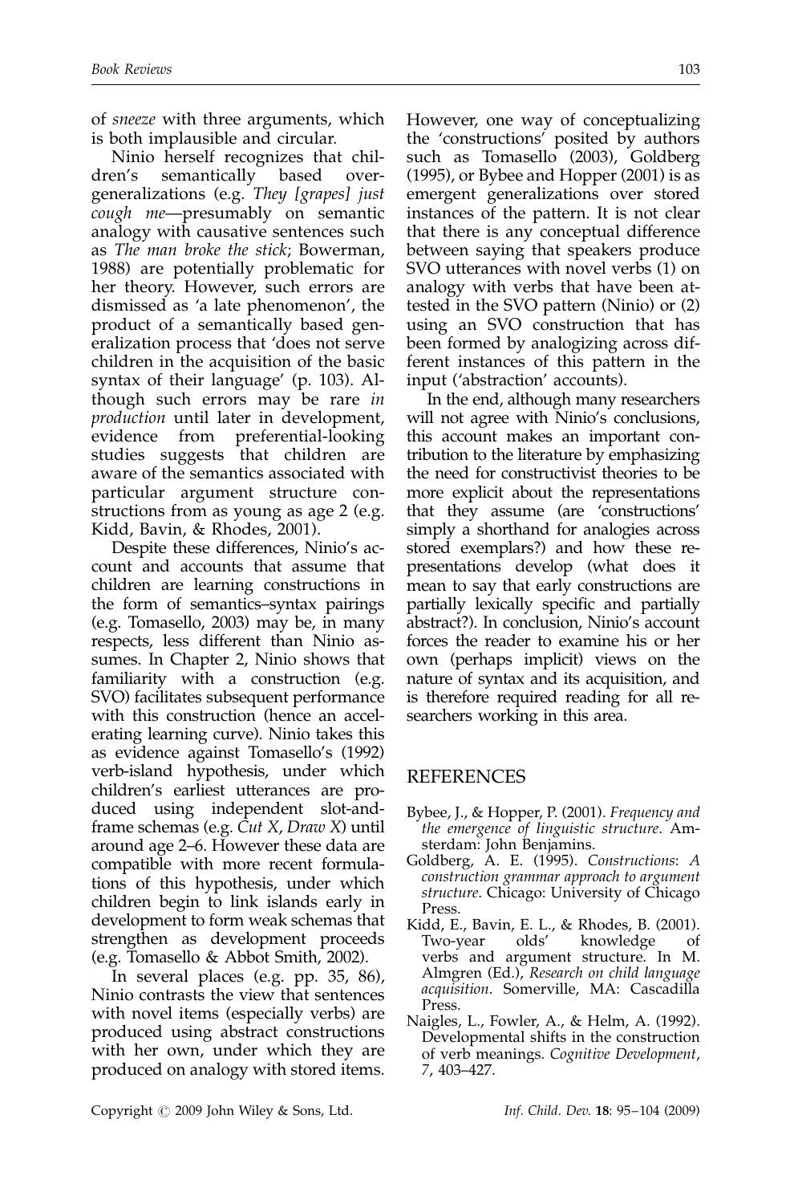of *sneeze* with three arguments, which is both implausible and circular.

Ninio herself recognizes that children's semantically based overgeneralizations (e.g. *They [grapes] just cough me*—presumably on semantic analogy with causative sentences such as *The man broke the stick*; Bowerman, 1988) are potentially problematic for her theory. However, such errors are dismissed as 'a late phenomenon', the product of a semantically based generalization process that 'does not serve children in the acquisition of the basic syntax of their language' (p. 103). Although such errors may be rare *in production* until later in development, evidence from preferential-looking studies suggests that children are aware of the semantics associated with particular argument structure constructions from as young as age 2 (e.g. Kidd, Bavin, & Rhodes, 2001).

Despite these differences, Ninio's account and accounts that assume that children are learning constructions in the form of semantics–syntax pairings (e.g. Tomasello, 2003) may be, in many respects, less different than Ninio assumes. In Chapter 2, Ninio shows that familiarity with a construction (e.g. SVO) facilitates subsequent performance with this construction (hence an accelerating learning curve). Ninio takes this as evidence against Tomasello's (1992) verb-island hypothesis, under which children's earliest utterances are produced using independent slot-and-frame schemas (e.g. *Cut X*, *Draw X*) until around age 2–6. However these data are compatible with more recent formulations of this hypothesis, under which children begin to link islands early in development to form weak schemas that strengthen as development proceeds (e.g. Tomasello & Abbot Smith, 2002).

In several places (e.g. pp. 35, 86), Ninio contrasts the view that sentences with novel items (especially verbs) are produced using abstract constructions with her own, under which they are produced on analogy with stored items. However, one way of conceptualizing the 'constructions' posited by authors such as Tomasello (2003), Goldberg (1995), or Bybee and Hopper (2001) is as emergent generalizations over stored instances of the pattern. It is not clear that there is any conceptual difference between saying that speakers produce SVO utterances with novel verbs (1) on analogy with verbs that have been attested in the SVO pattern (Ninio) or (2) using an SVO construction that has been formed by analogizing across different instances of this pattern in the input ('abstraction' accounts).

In the end, although many researchers will not agree with Ninio's conclusions, this account makes an important contribution to the literature by emphasizing the need for constructivist theories to be more explicit about the representations that they assume (are 'constructions' simply a shorthand for analogies across stored exemplars?) and how these representations develop (what does it mean to say that early constructions are partially lexically specific and partially abstract?). In conclusion, Ninio's account forces the reader to examine his or her own (perhaps implicit) views on the nature of syntax and its acquisition, and is therefore required reading for all researchers working in this area.

## REFERENCES

Bybee, J., & Hopper, P. (2001). *Frequency and the emergence of linguistic structure*. Amsterdam: John Benjamins.

Goldberg, A. E. (1995). *Constructions: A construction grammar approach to argument structure*. Chicago: University of Chicago Press.

Kidd, E., Bavin, E. L., & Rhodes, B. (2001). Two-year olds' knowledge of verbs and argument structure. In M. Almgren (Ed.), *Research on child language acquisition*. Somerville, MA: Cascadilla Press.

Naigles, L., Fowler, A., & Helm, A. (1992). Developmental shifts in the construction of verb meanings. *Cognitive Development*, *7*, 403–427.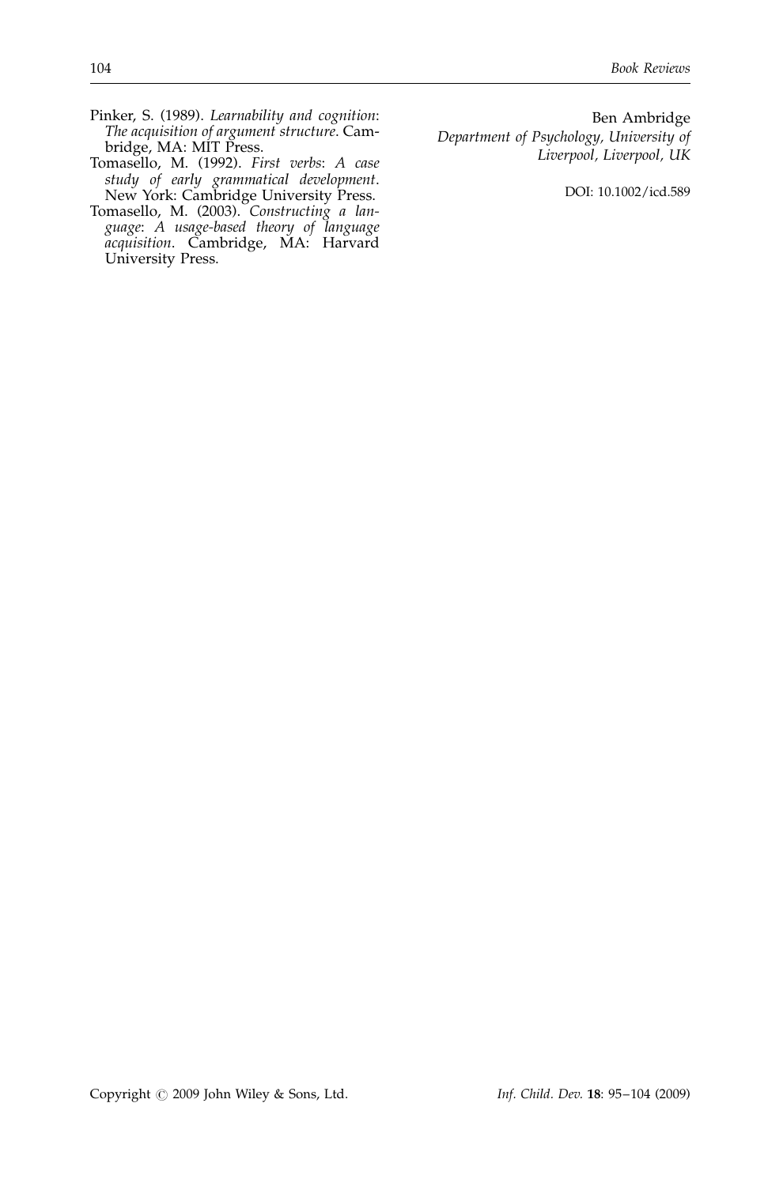Pinker, S. (1989). *Learnability and cognition: The acquisition of argument structure*. Cambridge, MA: MIT Press.

Tomasello, M. (1992). *First verbs: A case study of early grammatical development*. New York: Cambridge University Press.

Tomasello, M. (2003). *Constructing a language: A usage-based theory of language acquisition*. Cambridge, MA: Harvard University Press.

Ben Ambridge
*Department of Psychology, University of Liverpool, Liverpool, UK*

DOI: 10.1002/icd.589